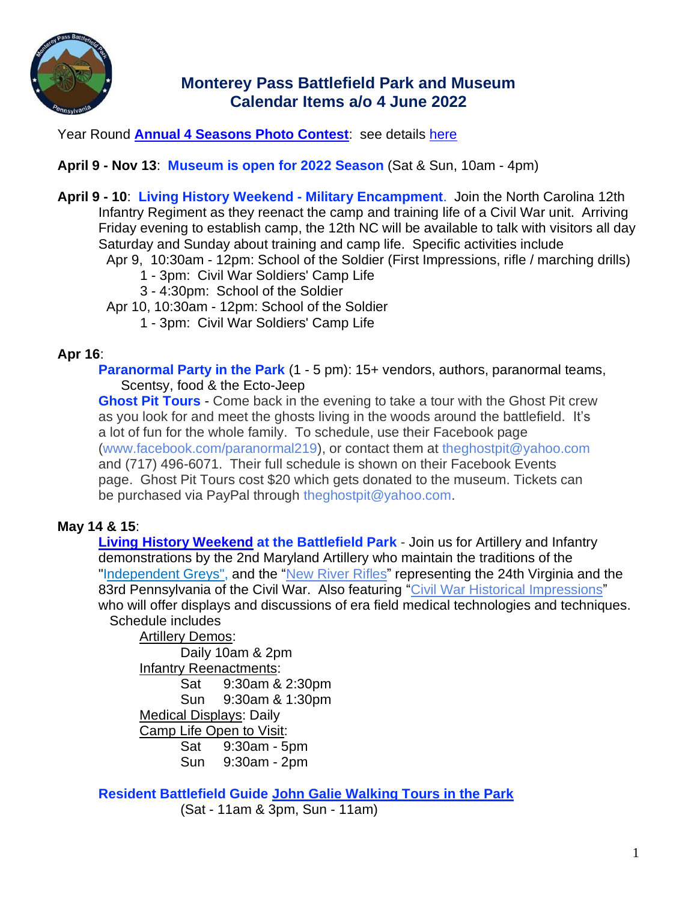# Monterey Pass Battlefield Park and Museum
## Calendar Items a/o 4 June 2022

Year Round **Annual 4 Seasons Photo Contest**: see details here

**April 9 - Nov 13**: **Museum is open for 2022 Season** (Sat & Sun, 10am - 4pm)

**April 9 - 10**: **Living History Weekend - Military Encampment**. Join the North Carolina 12th Infantry Regiment as they reenact the camp and training life of a Civil War unit. Arriving Friday evening to establish camp, the 12th NC will be available to talk with visitors all day Saturday and Sunday about training and camp life. Specific activities include

- Apr 9, 10:30am - 12pm: School of the Soldier (First Impressions, rifle / marching drills)
  - 1 - 3pm: Civil War Soldiers' Camp Life
  - 3 - 4:30pm: School of the Soldier
- Apr 10, 10:30am - 12pm: School of the Soldier
  - 1 - 3pm: Civil War Soldiers' Camp Life

**Apr 16**:

**Paranormal Party in the Park** (1 - 5 pm): 15+ vendors, authors, paranormal teams, Scentsy, food & the Ecto-Jeep

**Ghost Pit Tours** - Come back in the evening to take a tour with the Ghost Pit crew as you look for and meet the ghosts living in the woods around the battlefield. It's a lot of fun for the whole family. To schedule, use their Facebook page (www.facebook.com/paranormal219), or contact them at theghostpit@yahoo.com and (717) 496-6071. Their full schedule is shown on their Facebook Events page. Ghost Pit Tours cost $20 which gets donated to the museum. Tickets can be purchased via PayPal through theghostpit@yahoo.com.

**May 14 & 15**:

**Living History Weekend at the Battlefield Park** - Join us for Artillery and Infantry demonstrations by the 2nd Maryland Artillery who maintain the traditions of the "Independent Greys", and the "New River Rifles" representing the 24th Virginia and the 83rd Pennsylvania of the Civil War. Also featuring "Civil War Historical Impressions" who will offer displays and discussions of era field medical technologies and techniques.
Schedule includes

- Artillery Demos:
  - Daily 10am & 2pm
- Infantry Reenactments:
  - Sat 9:30am & 2:30pm
  - Sun 9:30am & 1:30pm
- Medical Displays: Daily
- Camp Life Open to Visit:
  - Sat 9:30am - 5pm
  - Sun 9:30am - 2pm

**Resident Battlefield Guide John Galie Walking Tours in the Park**
(Sat - 11am & 3pm, Sun - 11am)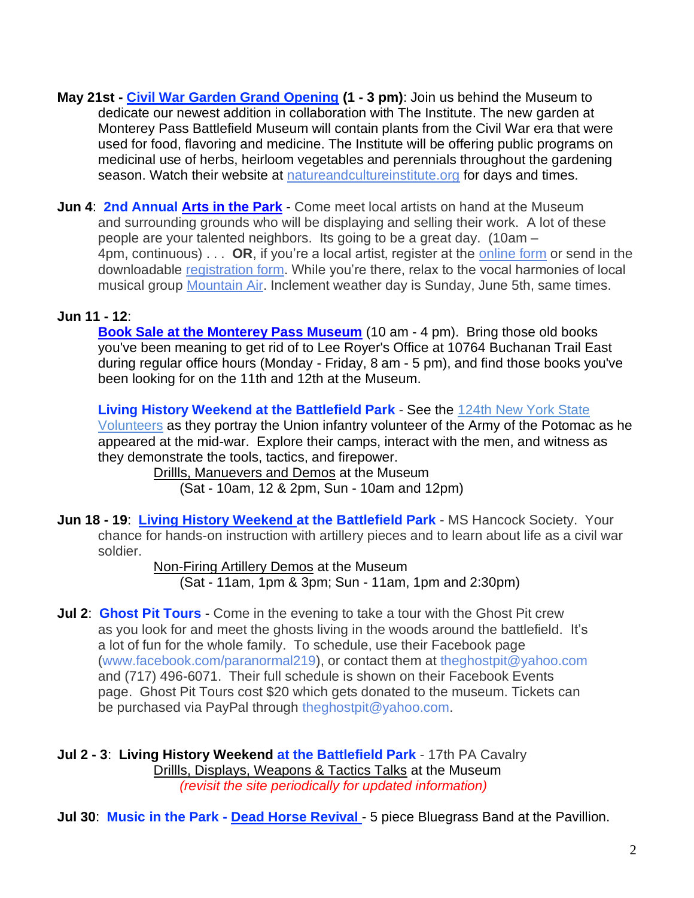**May 21st - Civil War Garden Grand Opening (1 - 3 pm)**: Join us behind the Museum to dedicate our newest addition in collaboration with The Institute. The new garden at Monterey Pass Battlefield Museum will contain plants from the Civil War era that were used for food, flavoring and medicine. The Institute will be offering public programs on medicinal use of herbs, heirloom vegetables and perennials throughout the gardening season. Watch their website at natureandcultureinstitute.org for days and times.

**Jun 4**: **2nd Annual Arts in the Park** - Come meet local artists on hand at the Museum and surrounding grounds who will be displaying and selling their work. A lot of these people are your talented neighbors. Its going to be a great day. (10am – 4pm, continuous) . . . **OR**, if you're a local artist, register at the online form or send in the downloadable registration form. While you're there, relax to the vocal harmonies of local musical group Mountain Air. Inclement weather day is Sunday, June 5th, same times.

**Jun 11 - 12**:

**Book Sale at the Monterey Pass Museum** (10 am - 4 pm). Bring those old books you've been meaning to get rid of to Lee Royer's Office at 10764 Buchanan Trail East during regular office hours (Monday - Friday, 8 am - 5 pm), and find those books you've been looking for on the 11th and 12th at the Museum.

**Living History Weekend at the Battlefield Park** - See the 124th New York State Volunteers as they portray the Union infantry volunteer of the Army of the Potomac as he appeared at the mid-war. Explore their camps, interact with the men, and witness as they demonstrate the tools, tactics, and firepower.

Drillls, Manuevers and Demos at the Museum
(Sat - 10am, 12 & 2pm, Sun - 10am and 12pm)

**Jun 18 - 19**: **Living History Weekend at the Battlefield Park** - MS Hancock Society. Your chance for hands-on instruction with artillery pieces and to learn about life as a civil war soldier.

Non-Firing Artillery Demos at the Museum
(Sat - 11am, 1pm & 3pm; Sun - 11am, 1pm and 2:30pm)

**Jul 2**: **Ghost Pit Tours** - Come in the evening to take a tour with the Ghost Pit crew as you look for and meet the ghosts living in the woods around the battlefield. It's a lot of fun for the whole family. To schedule, use their Facebook page (www.facebook.com/paranormal219), or contact them at theghostpit@yahoo.com and (717) 496-6071. Their full schedule is shown on their Facebook Events page. Ghost Pit Tours cost $20 which gets donated to the museum. Tickets can be purchased via PayPal through theghostpit@yahoo.com.

**Jul 2 - 3**: **Living History Weekend at the Battlefield Park** - 17th PA Cavalry

Drillls, Displays, Weapons & Tactics Talks at the Museum
*(revisit the site periodically for updated information)*

**Jul 30**: **Music in the Park - Dead Horse Revival** - 5 piece Bluegrass Band at the Pavillion.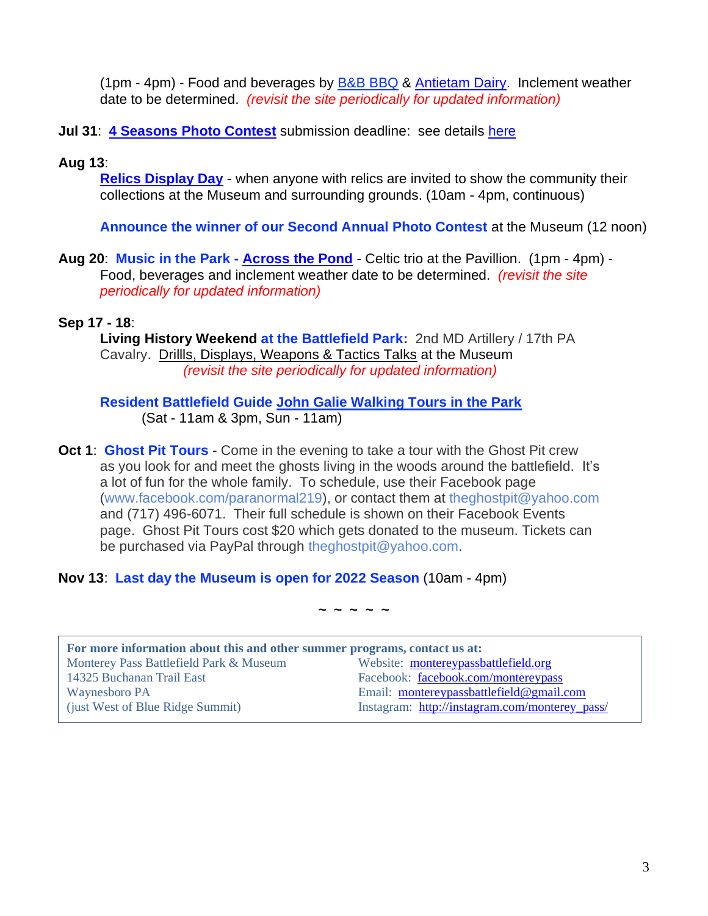(1pm - 4pm) - Food and beverages by B&B BBQ & Antietam Dairy. Inclement weather date to be determined. *(revisit the site periodically for updated information)*

**Jul 31**: **4 Seasons Photo Contest** submission deadline: see details here

**Aug 13**:

**Relics Display Day** - when anyone with relics are invited to show the community their collections at the Museum and surrounding grounds. (10am - 4pm, continuous)

**Announce the winner of our Second Annual Photo Contest** at the Museum (12 noon)

**Aug 20**: **Music in the Park - Across the Pond** - Celtic trio at the Pavillion. (1pm - 4pm) - Food, beverages and inclement weather date to be determined. *(revisit the site periodically for updated information)*

**Sep 17 - 18**:

**Living History Weekend at the Battlefield Park:** 2nd MD Artillery / 17th PA Cavalry. Drillls, Displays, Weapons & Tactics Talks at the Museum *(revisit the site periodically for updated information)*

**Resident Battlefield Guide John Galie Walking Tours in the Park** (Sat - 11am & 3pm, Sun - 11am)

**Oct 1**: **Ghost Pit Tours** - Come in the evening to take a tour with the Ghost Pit crew as you look for and meet the ghosts living in the woods around the battlefield. It's a lot of fun for the whole family. To schedule, use their Facebook page (www.facebook.com/paranormal219), or contact them at theghostpit@yahoo.com and (717) 496-6071. Their full schedule is shown on their Facebook Events page. Ghost Pit Tours cost $20 which gets donated to the museum. Tickets can be purchased via PayPal through theghostpit@yahoo.com.

**Nov 13**: **Last day the Museum is open for 2022 Season** (10am - 4pm)

~ ~ ~ ~ ~

**For more information about this and other summer programs, contact us at:**

| | |
|---|---|
| Monterey Pass Battlefield Park & Museum | Website: montereypassbattlefield.org |
| 14325 Buchanan Trail East | Facebook: facebook.com/montereypass |
| Waynesboro PA | Email: montereypassbattlefield@gmail.com |
| (just West of Blue Ridge Summit) | Instagram: http://instagram.com/monterey_pass/ |